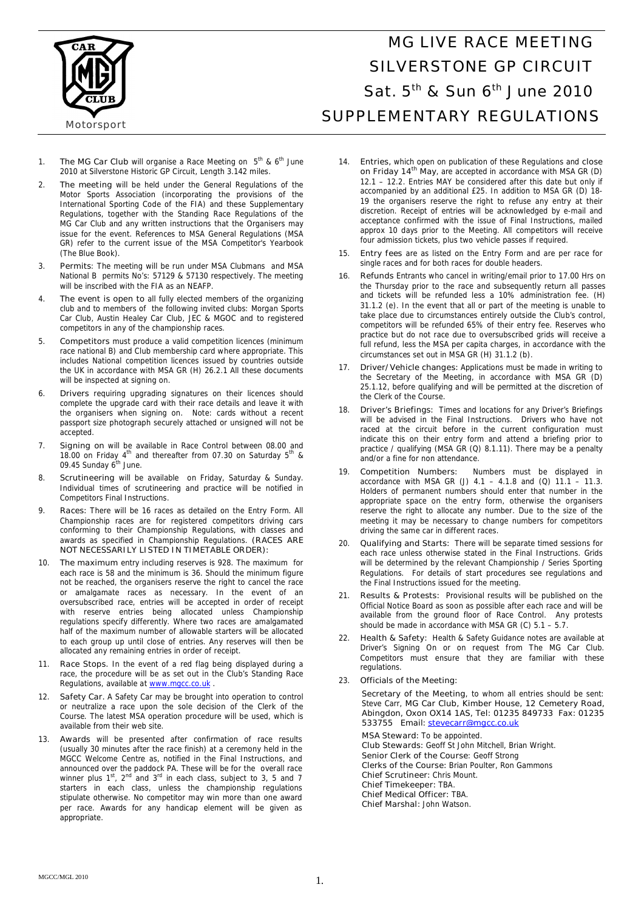Motorsport

# MG LIVE RACE MEETING
# SILVERSTONE GP CIRCUIT
# Sat. 5th & Sun 6th June 2010
# SUPPLEMENTARY REGULATIONS

1. **The MG Car Club** will organise a Race Meeting on 5th & 6th June 2010 at Silverstone Historic GP Circuit, Length 3.142 miles.

2. **The meeting** will be held under the General Regulations of the Motor Sports Association (incorporating the provisions of the International Sporting Code of the FIA) and these Supplementary Regulations, together with the Standing Race Regulations of the MG Car Club and any written instructions that the Organisers may issue for the event. References to MSA General Regulations (MSA GR) refer to the current issue of the MSA Competitor's Yearbook (The Blue Book).

3. **Permits:** The meeting will be run under MSA Clubmans and MSA National B permits No's: 57129 & 57130 respectively. The meeting will be inscribed with the FIA as an NEAFP.

4. **The event is open to** all fully elected members of the organizing club and to members of the following invited clubs: Morgan Sports Car Club, Austin Healey Car Club, JEC & MGOC and to registered competitors in any of the championship races.

5. **Competitors** must produce a valid competition licences (minimum race national B) and Club membership card where appropriate. This includes National competition licences issued by countries outside the UK in accordance with MSA GR (H) 26.2.1 All these documents will be inspected at signing on.

6. **Drivers** requiring upgrading signatures on their licences should complete the upgrade card with their race details and leave it with the organisers when signing on. Note: cards without a recent passport size photograph securely attached or unsigned will not be accepted.

7. **Signing on** will be available in Race Control between 08.00 and 18.00 on Friday 4th and thereafter from 07.30 on Saturday 5th & 09.45 Sunday 6th June.

8. **Scrutineering** will be available on Friday, Saturday & Sunday. Individual times of scrutineering and practice will be notified in Competitors Final Instructions.

9. **Races:** There will be 16 races as detailed on the Entry Form. All Championship races are for registered competitors driving cars conforming to their Championship Regulations, with classes and awards as specified in Championship Regulations. (RACES ARE NOT NECESSARILY LISTED IN TIMETABLE ORDER):

10. **The maximum** entry including reserves is 928. The maximum for each race is 58 and the minimum is 36. Should the minimum figure not be reached, the organisers reserve the right to cancel the race or amalgamate races as necessary. In the event of an oversubscribed race, entries will be accepted in order of receipt with reserve entries being allocated unless Championship regulations specify differently. Where two races are amalgamated half of the maximum number of allowable starters will be allocated to each group up until close of entries. Any reserves will then be allocated any remaining entries in order of receipt.

11. **Race Stops.** In the event of a red flag being displayed during a race, the procedure will be as set out in the Club's Standing Race Regulations, available at www.mgcc.co.uk .

12. **Safety Car.** A Safety Car may be brought into operation to control or neutralize a race upon the sole decision of the Clerk of the Course. The latest MSA operation procedure will be used, which is available from their web site.

13. **Awards** will be presented after confirmation of race results (usually 30 minutes after the race finish) at a ceremony held in the MGCC Welcome Centre as, notified in the Final Instructions, and announced over the paddock PA. These will be for the overall race winner plus 1st, 2nd and 3rd in each class, subject to 3, 5 and 7 starters in each class, unless the championship regulations stipulate otherwise. No competitor may win more than one award per race. Awards for any handicap element will be given as appropriate.

14. **Entries,** which open on publication of these Regulations and **close on Friday 14th May,** are accepted in accordance with MSA GR (D) 12.1 – 12.2. Entries MAY be considered after this date but only if accompanied by an additional £25. In addition to MSA GR (D) 18-19 the organisers reserve the right to refuse any entry at their discretion. Receipt of entries will be acknowledged by e-mail and acceptance confirmed with the issue of Final Instructions, mailed approx 10 days prior to the Meeting. All competitors will receive four admission tickets, plus two vehicle passes if required.

15. **Entry fees** are as listed on the Entry Form and are per race for single races and for both races for double headers.

16. **Refunds** Entrants who cancel in writing/email prior to 17.00 Hrs on the Thursday prior to the race and subsequently return all passes and tickets will be refunded less a 10% administration fee. (H) 31.1.2 (e). In the event that all or part of the meeting is unable to take place due to circumstances entirely outside the Club's control, competitors will be refunded 65% of their entry fee. Reserves who practice but do not race due to oversubscribed grids will receive a full refund, less the MSA per capita charges, in accordance with the circumstances set out in MSA GR (H) 31.1.2 (b).

17. **Driver/Vehicle changes:** Applications must be made in writing to the Secretary of the Meeting, in accordance with MSA GR (D) 25.1.12, before qualifying and will be permitted at the discretion of the Clerk of the Course.

18. **Driver's Briefings:** Times and locations for any Driver's Briefings will be advised in the Final Instructions. Drivers who have not raced at the circuit before in the current configuration must indicate this on their entry form and attend a briefing prior to practice / qualifying (MSA GR (Q) 8.1.11). There may be a penalty and/or a fine for non attendance.

19. **Competition Numbers:** Numbers must be displayed in accordance with MSA GR (J) 4.1 – 4.1.8 and (Q) 11.1 – 11.3. Holders of permanent numbers should enter that number in the appropriate space on the entry form, otherwise the organisers reserve the right to allocate any number. Due to the size of the meeting it may be necessary to change numbers for competitors driving the same car in different races.

20. **Qualifying and Starts:** There will be separate timed sessions for each race unless otherwise stated in the Final Instructions. Grids will be determined by the relevant Championship / Series Sporting Regulations. For details of start procedures see regulations and the Final Instructions issued for the meeting.

21. **Results & Protests:** Provisional results will be published on the Official Notice Board as soon as possible after each race and will be available from the ground floor of Race Control. Any protests should be made in accordance with MSA GR (C) 5.1 – 5.7.

22. **Health & Safety:** Health & Safety Guidance notes are available at Driver's Signing On or on request from The MG Car Club. Competitors must ensure that they are familiar with these regulations.

23. **Officials of the Meeting:**

    **Secretary of the Meeting,** to whom all entries should be sent: Steve Carr, MG Car Club, Kimber House, 12 Cemetery Road, Abingdon, Oxon OX14 1AS, Tel: 01235 849733 Fax: 01235 533755 Email: stevecarr@mgcc.co.uk

    **MSA Steward:** To be appointed.
    **Club Stewards:** Geoff St John Mitchell, Brian Wright.
    **Senior Clerk of the Course:** Geoff Strong
    **Clerks of the Course:** Brian Poulter, Ron Gammons
    **Chief Scrutineer:** Chris Mount.
    **Chief Timekeeper:** TBA.
    **Chief Medical Officer:** TBA.
    **Chief Marshal:** John Watson.

MGCC/MGL 2010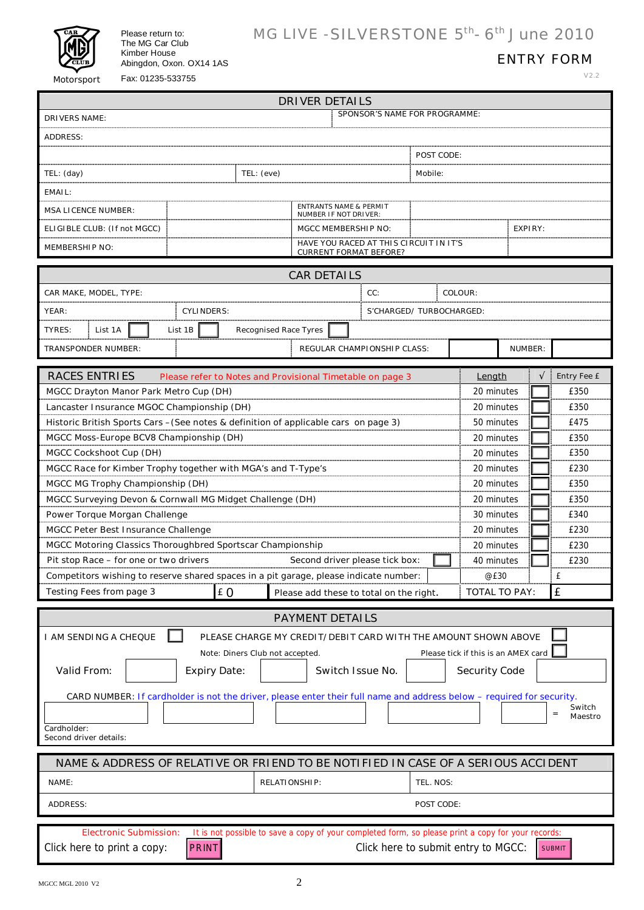Motorsport

Please return to:
The MG Car Club
Kimber House
Abingdon, Oxon. OX14 1AS

Fax: 01235-533755

# MG LIVE -SILVERSTONE 5th- 6th June 2010

## ENTRY FORM

V2.2

## DRIVER DETAILS

| | | | | |
|---|---|---|---|---|
| DRIVERS NAME: | | | SPONSOR'S NAME FOR PROGRAMME: | |
| ADDRESS: | | | | |
| | | | POST CODE: | |
| TEL: (day) | TEL: (eve) | | Mobile: | |
| EMAIL: | | | | |
| MSA LICENCE NUMBER: | | ENTRANTS NAME & PERMIT NUMBER IF NOT DRIVER: | | |
| ELIGIBLE CLUB: (If not MGCC) | | MGCC MEMBERSHIP NO: | | EXPIRY: |
| MEMBERSHIP NO: | | HAVE YOU RACED AT THIS CIRCUIT IN IT'S CURRENT FORMAT BEFORE? | | |

## CAR DETAILS

| | | | | |
|---|---|---|---|---|
| CAR MAKE, MODEL, TYPE: | | CC: | COLOUR: | |
| YEAR: | CYLINDERS: | S'CHARGED/ TURBOCHARGED: | | |
| TYRES: | List 1A ☐ List 1B ☐ Recognised Race Tyres ☐ | | | |
| TRANSPONDER NUMBER: | | REGULAR CHAMPIONSHIP CLASS: | | NUMBER: |

## RACES ENTRIES

Please refer to Notes and Provisional Timetable on page 3

| Race | Length | √ | Entry Fee £ |
|---|---|---|---|
| MGCC Drayton Manor Park Metro Cup (DH) | 20 minutes | ☐ | £350 |
| Lancaster Insurance MGOC Championship (DH) | 20 minutes | ☐ | £350 |
| Historic British Sports Cars – (See notes & definition of applicable cars on page 3) | 50 minutes | ☐ | £475 |
| MGCC Moss-Europe BCV8 Championship (DH) | 20 minutes | ☐ | £350 |
| MGCC Cockshoot Cup (DH) | 20 minutes | ☐ | £350 |
| MGCC Race for Kimber Trophy together with MGA's and T-Type's | 20 minutes | ☐ | £230 |
| MGCC MG Trophy Championship (DH) | 20 minutes | ☐ | £350 |
| MGCC Surveying Devon & Cornwall MG Midget Challenge (DH) | 20 minutes | ☐ | £350 |
| Power Torque Morgan Challenge | 30 minutes | ☐ | £340 |
| MGCC Peter Best Insurance Challenge | 20 minutes | ☐ | £230 |
| MGCC Motoring Classics Thoroughbred Sportscar Championship | 20 minutes | ☐ | £230 |
| Pit stop Race – for one or two drivers — Second driver please tick box: ☐ | 40 minutes | ☐ | £230 |
| Competitors wishing to reserve shared spaces in a pit garage, please indicate number: | @£30 | | £ |
| Testing Fees from page 3 £ 0 — Please add these to total on the right. | TOTAL TO PAY: | | £ |

## PAYMENT DETAILS

I AM SENDING A CHEQUE ☐ PLEASE CHARGE MY CREDIT/DEBIT CARD WITH THE AMOUNT SHOWN ABOVE ☐

Note: Diners Club not accepted. Please tick if this is an AMEX card ☐

Valid From: ______ Expiry Date: ______ Switch Issue No. ______ Security Code ______

CARD NUMBER: If cardholder is not the driver, please enter their full name and address below – required for security.

______ ______ ______ ______ ______ = Switch Maestro

Cardholder:
Second driver details:

## NAME & ADDRESS OF RELATIVE OR FRIEND TO BE NOTIFIED IN CASE OF A SERIOUS ACCIDENT

| | | |
|---|---|---|
| NAME: | RELATIONSHIP: | TEL. NOS: |
| ADDRESS: | | POST CODE: |

Electronic Submission: It is not possible to save a copy of your completed form, so please print a copy for your records:

Click here to print a copy: PRINT — Click here to submit entry to MGCC: SUBMIT

MGCC MGL 2010 V2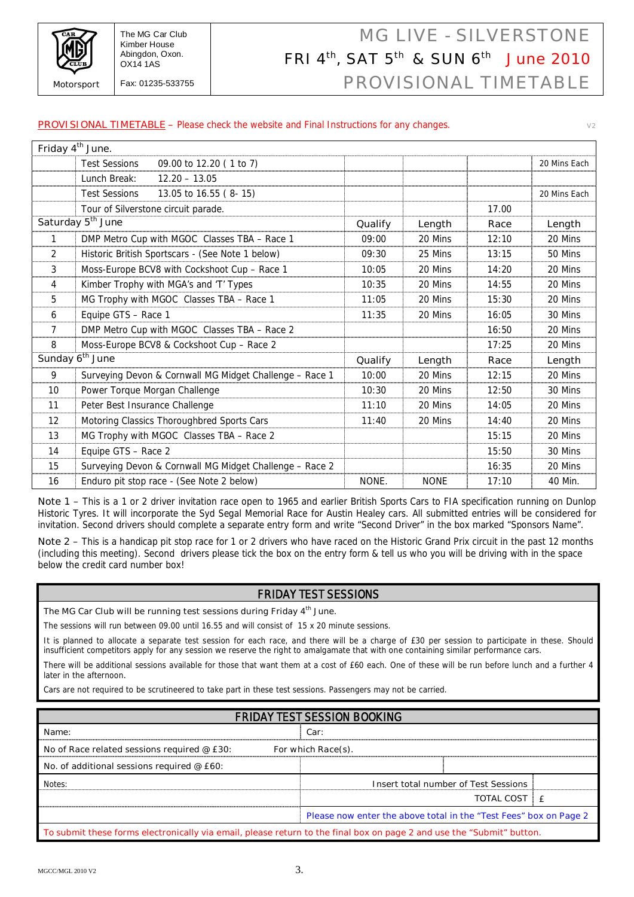| | |
|---|---|
| CAR MG CLUB Motorsport | The MG Car Club<br>Kimber House<br>Abingdon, Oxon.<br>OX14 1AS<br><br>Fax: 01235-533755 |

# MG LIVE - SILVERSTONE

## FRI 4th, SAT 5th & SUN 6th June 2010

## PROVISIONAL TIMETABLE

PROVISIONAL TIMETABLE – Please check the website and Final Instructions for any changes.

V2

| Friday 4th June. | | | | | |
|---|---|---|---|---|---|
| | Test Sessions 09.00 to 12.20 ( 1 to 7) | | | | 20 Mins Each |
| | Lunch Break: 12.20 – 13.05 | | | | |
| | Test Sessions 13.05 to 16.55 ( 8- 15) | | | | 20 Mins Each |
| | Tour of Silverstone circuit parade. | | | 17.00 | |
| **Saturday 5th June** | | **Qualify** | **Length** | **Race** | **Length** |
| 1 | DMP Metro Cup with MGOC Classes TBA – Race 1 | 09:00 | 20 Mins | 12:10 | 20 Mins |
| 2 | Historic British Sportscars - (See Note 1 below) | 09:30 | 25 Mins | 13:15 | 50 Mins |
| 3 | Moss-Europe BCV8 with Cockshoot Cup – Race 1 | 10:05 | 20 Mins | 14:20 | 20 Mins |
| 4 | Kimber Trophy with MGA's and 'T' Types | 10:35 | 20 Mins | 14:55 | 20 Mins |
| 5 | MG Trophy with MGOC Classes TBA – Race 1 | 11:05 | 20 Mins | 15:30 | 20 Mins |
| 6 | Equipe GTS – Race 1 | 11:35 | 20 Mins | 16:05 | 30 Mins |
| 7 | DMP Metro Cup with MGOC Classes TBA – Race 2 | | | 16:50 | 20 Mins |
| 8 | Moss-Europe BCV8 & Cockshoot Cup – Race 2 | | | 17:25 | 20 Mins |
| **Sunday 6th June** | | **Qualify** | **Length** | **Race** | **Length** |
| 9 | Surveying Devon & Cornwall MG Midget Challenge – Race 1 | 10:00 | 20 Mins | 12:15 | 20 Mins |
| 10 | Power Torque Morgan Challenge | 10:30 | 20 Mins | 12:50 | 30 Mins |
| 11 | Peter Best Insurance Challenge | 11:10 | 20 Mins | 14:05 | 20 Mins |
| 12 | Motoring Classics Thoroughbred Sports Cars | 11:40 | 20 Mins | 14:40 | 20 Mins |
| 13 | MG Trophy with MGOC Classes TBA – Race 2 | | | 15:15 | 20 Mins |
| 14 | Equipe GTS – Race 2 | | | 15:50 | 30 Mins |
| 15 | Surveying Devon & Cornwall MG Midget Challenge – Race 2 | | | 16:35 | 20 Mins |
| 16 | Enduro pit stop race - (See Note 2 below) | NONE. | NONE | 17:10 | 40 Min. |

Note 1 – This is a 1 or 2 driver invitation race open to 1965 and earlier British Sports Cars to FIA specification running on Dunlop Historic Tyres. It will incorporate the Syd Segal Memorial Race for Austin Healey cars. All submitted entries will be considered for invitation. Second drivers should complete a separate entry form and write "Second Driver" in the box marked "Sponsors Name".

Note 2 – This is a handicap pit stop race for 1 or 2 drivers who have raced on the Historic Grand Prix circuit in the past 12 months (including this meeting). Second drivers please tick the box on the entry form & tell us who you will be driving with in the space below the credit card number box!

## FRIDAY TEST SESSIONS

The MG Car Club will be running test sessions during Friday 4th June.

The sessions will run between 09.00 until 16.55 and will consist of 15 x 20 minute sessions.

It is planned to allocate a separate test session for each race, and there will be a charge of £30 per session to participate in these. Should insufficient competitors apply for any session we reserve the right to amalgamate that with one containing similar performance cars.

There will be additional sessions available for those that want them at a cost of £60 each. One of these will be run before lunch and a further 4 later in the afternoon.

Cars are not required to be scrutineered to take part in these test sessions. Passengers may not be carried.

## FRIDAY TEST SESSION BOOKING

| | | |
|---|---|---|
| Name: | Car: | |
| No of Race related sessions required @ £30: For which Race(s). | | |
| No. of additional sessions required @ £60: | | |
| Notes: | Insert total number of Test Sessions | |
| | TOTAL COST | £ |
| | Please now enter the above total in the "Test Fees" box on Page 2 | |

To submit these forms electronically via email, please return to the final box on page 2 and use the "Submit" button.

MGCC/MGL 2010 V2